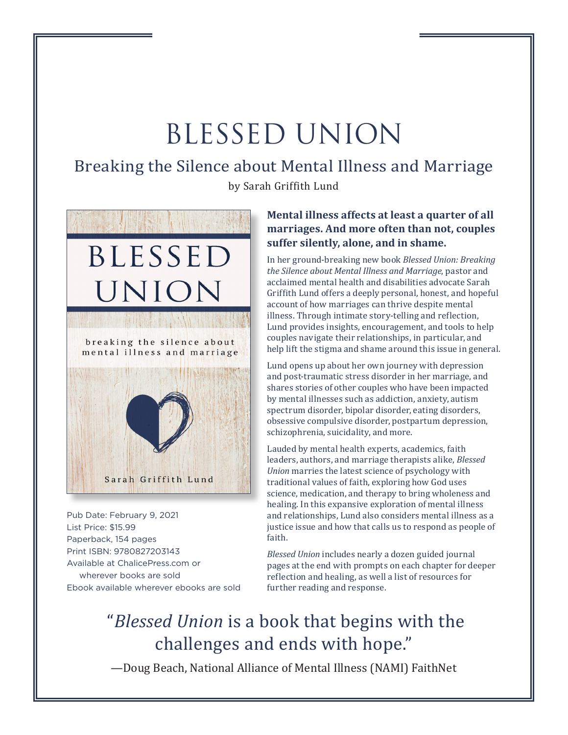# BLESSED UNION

## Breaking the Silence about Mental Illness and Marriage

by Sarah Griffith Lund

**Mental illness affects at least a quarter of all marriages. And more often than not, couples suffer silently, alone, and in shame.**

In her ground-breaking new book *Blessed Union: Breaking the Silence about Mental Illness and Marriage*, pastor and acclaimed mental health and disabilities advocate Sarah Griffith Lund offers a deeply personal, honest, and hopeful account of how marriages can thrive despite mental illness. Through intimate story-telling and reflection, Lund provides insights, encouragement, and tools to help couples navigate their relationships, in particular, and help lift the stigma and shame around this issue in general.

Lund opens up about her own journey with depression and post-traumatic stress disorder in her marriage, and shares stories of other couples who have been impacted by mental illnesses such as addiction, anxiety, autism spectrum disorder, bipolar disorder, eating disorders, obsessive compulsive disorder, postpartum depression, schizophrenia, suicidality, and more.

Lauded by mental health experts, academics, faith leaders, authors, and marriage therapists alike, *Blessed Union* marries the latest science of psychology with traditional values of faith, exploring how God uses science, medication, and therapy to bring wholeness and healing. In this expansive exploration of mental illness and relationships, Lund also considers mental illness as a justice issue and how that calls us to respond as people of faith.

*Blessed Union* includes nearly a dozen guided journal pages at the end with prompts on each chapter for deeper reflection and healing, as well a list of resources for further reading and response.

Pub Date: February 9, 2021
List Price: $15.99
Paperback, 154 pages
Print ISBN: 9780827203143
Available at ChalicePress.com or wherever books are sold
Ebook available wherever ebooks are sold

"*Blessed Union* is a book that begins with the challenges and ends with hope."

—Doug Beach, National Alliance of Mental Illness (NAMI) FaithNet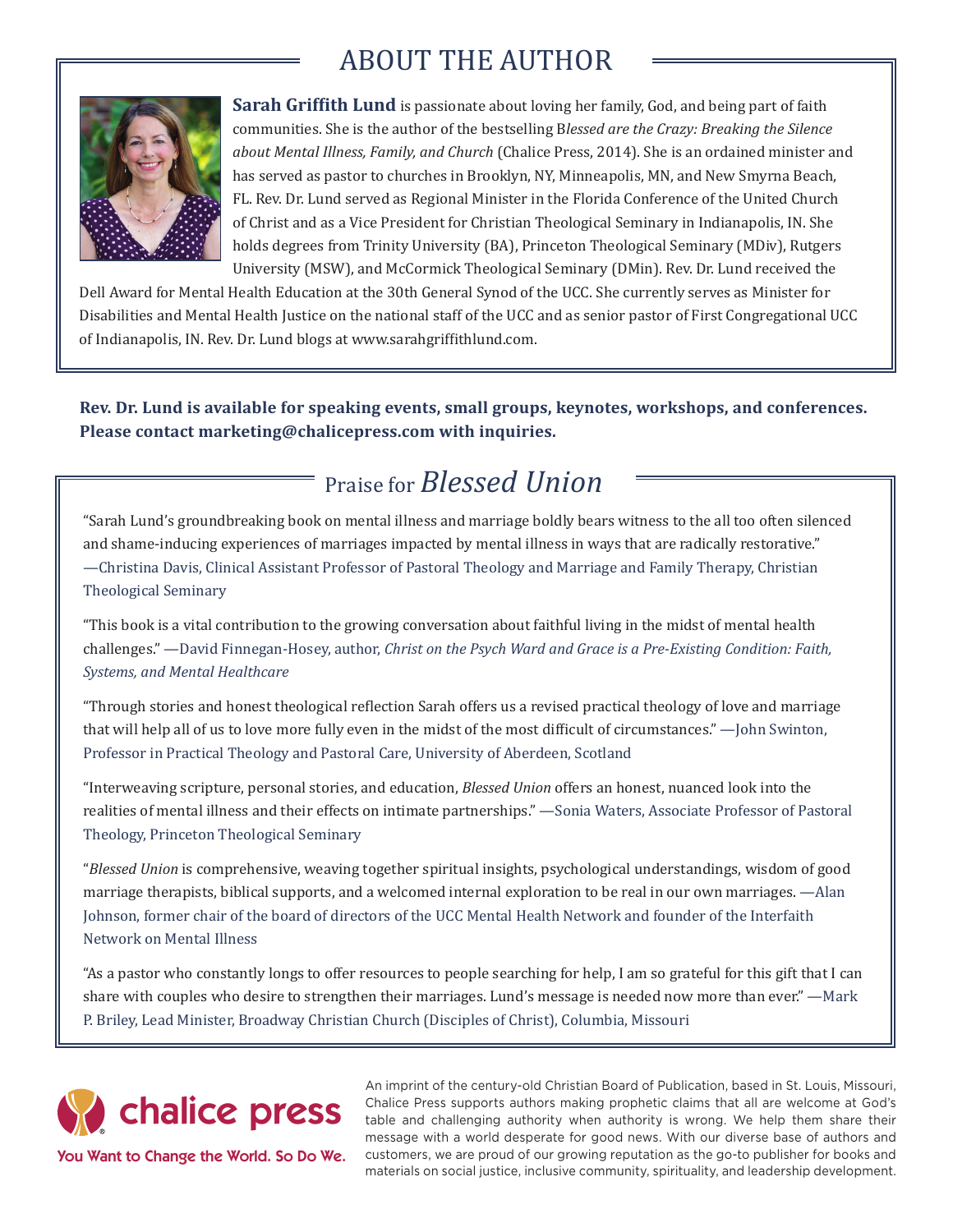## ABOUT THE AUTHOR

**Sarah Griffith Lund** is passionate about loving her family, God, and being part of faith communities. She is the author of the bestselling B*lessed are the Crazy: Breaking the Silence about Mental Illness, Family, and Church* (Chalice Press, 2014). She is an ordained minister and has served as pastor to churches in Brooklyn, NY, Minneapolis, MN, and New Smyrna Beach, FL. Rev. Dr. Lund served as Regional Minister in the Florida Conference of the United Church of Christ and as a Vice President for Christian Theological Seminary in Indianapolis, IN. She holds degrees from Trinity University (BA), Princeton Theological Seminary (MDiv), Rutgers University (MSW), and McCormick Theological Seminary (DMin). Rev. Dr. Lund received the Dell Award for Mental Health Education at the 30th General Synod of the UCC. She currently serves as Minister for Disabilities and Mental Health Justice on the national staff of the UCC and as senior pastor of First Congregational UCC of Indianapolis, IN. Rev. Dr. Lund blogs at www.sarahgriffithlund.com.

**Rev. Dr. Lund is available for speaking events, small groups, keynotes, workshops, and conferences. Please contact marketing@chalicepress.com with inquiries.**

## Praise for *Blessed Union*

"Sarah Lund's groundbreaking book on mental illness and marriage boldly bears witness to the all too often silenced and shame-inducing experiences of marriages impacted by mental illness in ways that are radically restorative." —Christina Davis, Clinical Assistant Professor of Pastoral Theology and Marriage and Family Therapy, Christian Theological Seminary

"This book is a vital contribution to the growing conversation about faithful living in the midst of mental health challenges." —David Finnegan-Hosey, author, *Christ on the Psych Ward and Grace is a Pre-Existing Condition: Faith, Systems, and Mental Healthcare*

"Through stories and honest theological reflection Sarah offers us a revised practical theology of love and marriage that will help all of us to love more fully even in the midst of the most difficult of circumstances." —John Swinton, Professor in Practical Theology and Pastoral Care, University of Aberdeen, Scotland

"Interweaving scripture, personal stories, and education, *Blessed Union* offers an honest, nuanced look into the realities of mental illness and their effects on intimate partnerships." —Sonia Waters, Associate Professor of Pastoral Theology, Princeton Theological Seminary

"*Blessed Union* is comprehensive, weaving together spiritual insights, psychological understandings, wisdom of good marriage therapists, biblical supports, and a welcomed internal exploration to be real in our own marriages. —Alan Johnson, former chair of the board of directors of the UCC Mental Health Network and founder of the Interfaith Network on Mental Illness

"As a pastor who constantly longs to offer resources to people searching for help, I am so grateful for this gift that I can share with couples who desire to strengthen their marriages. Lund's message is needed now more than ever." —Mark P. Briley, Lead Minister, Broadway Christian Church (Disciples of Christ), Columbia, Missouri

chalice press

You Want to Change the World. So Do We.

An imprint of the century-old Christian Board of Publication, based in St. Louis, Missouri, Chalice Press supports authors making prophetic claims that all are welcome at God's table and challenging authority when authority is wrong. We help them share their message with a world desperate for good news. With our diverse base of authors and customers, we are proud of our growing reputation as the go-to publisher for books and materials on social justice, inclusive community, spirituality, and leadership development.